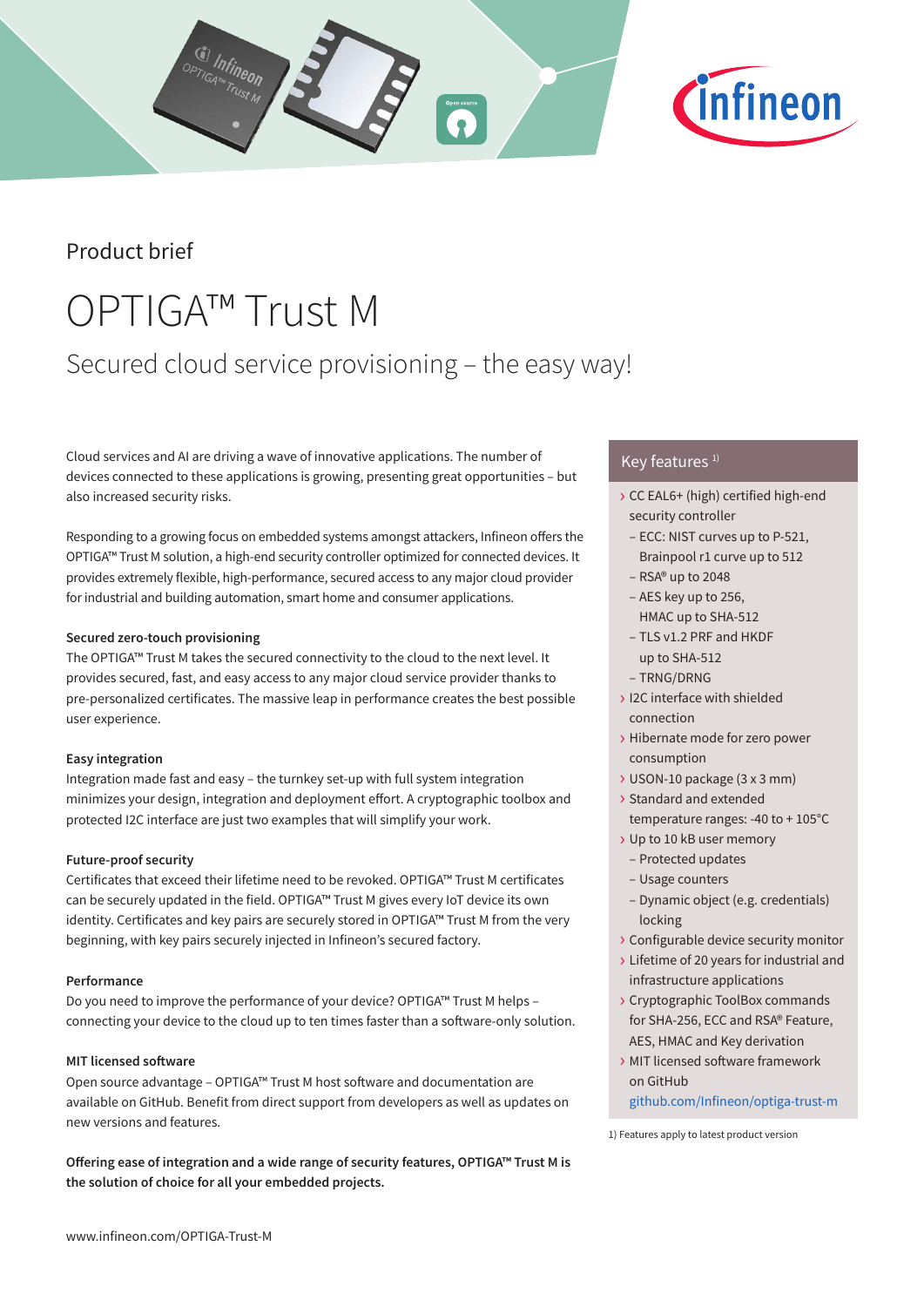Product brief

# OPTIGA™ Trust M

## Secured cloud service provisioning – the easy way!

Cloud services and AI are driving a wave of innovative applications. The number of devices connected to these applications is growing, presenting great opportunities – but also increased security risks.

Responding to a growing focus on embedded systems amongst attackers, Infineon offers the OPTIGA™ Trust M solution, a high-end security controller optimized for connected devices. It provides extremely flexible, high-performance, secured access to any major cloud provider for industrial and building automation, smart home and consumer applications.

### Secured zero-touch provisioning

The OPTIGA™ Trust M takes the secured connectivity to the cloud to the next level. It provides secured, fast, and easy access to any major cloud service provider thanks to pre-personalized certificates. The massive leap in performance creates the best possible user experience.

### Easy integration

Integration made fast and easy – the turnkey set-up with full system integration minimizes your design, integration and deployment effort. A cryptographic toolbox and protected I2C interface are just two examples that will simplify your work.

### Future-proof security

Certificates that exceed their lifetime need to be revoked. OPTIGA™ Trust M certificates can be securely updated in the field. OPTIGA™ Trust M gives every IoT device its own identity. Certificates and key pairs are securely stored in OPTIGA™ Trust M from the very beginning, with key pairs securely injected in Infineon's secured factory.

### Performance

Do you need to improve the performance of your device? OPTIGA™ Trust M helps – connecting your device to the cloud up to ten times faster than a software-only solution.

### MIT licensed software

Open source advantage – OPTIGA™ Trust M host software and documentation are available on GitHub. Benefit from direct support from developers as well as updates on new versions and features.

**Offering ease of integration and a wide range of security features, OPTIGA™ Trust M is the solution of choice for all your embedded projects.**

## Key features [1]

- CC EAL6+ (high) certified high-end security controller
  - ECC: NIST curves up to P-521, Brainpool r1 curve up to 512
  - RSA® up to 2048
  - AES key up to 256, HMAC up to SHA-512
  - TLS v1.2 PRF and HKDF up to SHA-512
  - TRNG/DRNG
- I2C interface with shielded connection
- Hibernate mode for zero power consumption
- USON-10 package (3 x 3 mm)
- Standard and extended temperature ranges: -40 to + 105°C
- Up to 10 kB user memory
  - Protected updates
  - Usage counters
  - Dynamic object (e.g. credentials) locking
- Configurable device security monitor
- Lifetime of 20 years for industrial and infrastructure applications
- Cryptographic ToolBox commands for SHA-256, ECC and RSA® Feature, AES, HMAC and Key derivation
- MIT licensed software framework on GitHub github.com/Infineon/optiga-trust-m

1) Features apply to latest product version

www.infineon.com/OPTIGA-Trust-M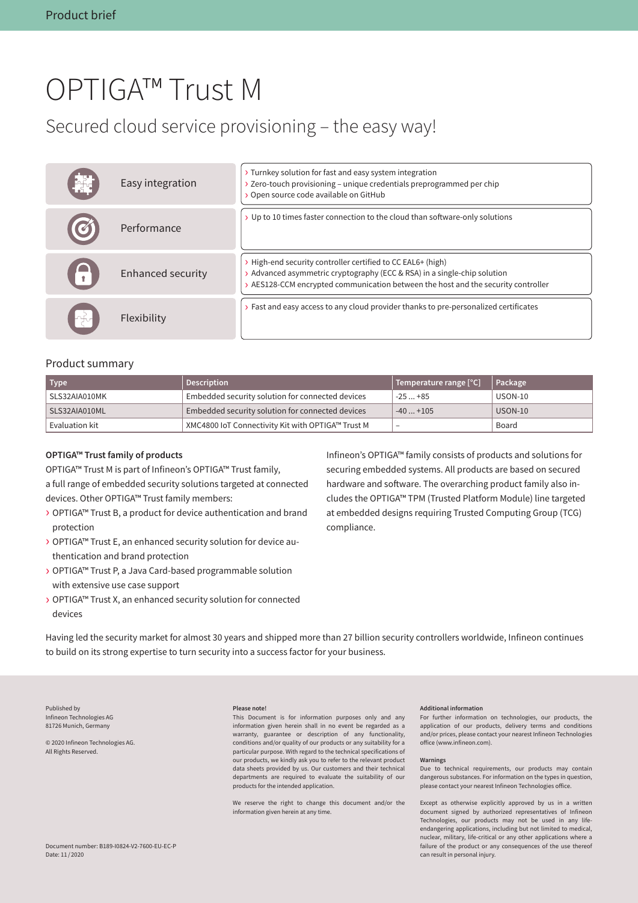Product brief

# OPTIGA™ Trust M

## Secured cloud service provisioning – the easy way!

| | |
|---|---|
| Easy integration | › Turnkey solution for fast and easy system integration<br>› Zero-touch provisioning – unique credentials preprogrammed per chip<br>› Open source code available on GitHub |
| Performance | › Up to 10 times faster connection to the cloud than software-only solutions |
| Enhanced security | › High-end security controller certified to CC EAL6+ (high)<br>› Advanced asymmetric cryptography (ECC & RSA) in a single-chip solution<br>› AES128-CCM encrypted communication between the host and the security controller |
| Flexibility | › Fast and easy access to any cloud provider thanks to pre-personalized certificates |

### Product summary

| Type | Description | Temperature range [°C] | Package |
|---|---|---|---|
| SLS32AIA010MK | Embedded security solution for connected devices | -25 … +85 | USON-10 |
| SLS32AIA010ML | Embedded security solution for connected devices | -40 … +105 | USON-10 |
| Evaluation kit | XMC4800 IoT Connectivity Kit with OPTIGA™ Trust M | – | Board |

**OPTIGA™ Trust family of products**

OPTIGA™ Trust M is part of Infineon's OPTIGA™ Trust family, a full range of embedded security solutions targeted at connected devices. Other OPTIGA™ Trust family members:

- › OPTIGA™ Trust B, a product for device authentication and brand protection
- › OPTIGA™ Trust E, an enhanced security solution for device authentication and brand protection
- › OPTIGA™ Trust P, a Java Card-based programmable solution with extensive use case support
- › OPTIGA™ Trust X, an enhanced security solution for connected devices

Infineon's OPTIGA™ family consists of products and solutions for securing embedded systems. All products are based on secured hardware and software. The overarching product family also includes the OPTIGA™ TPM (Trusted Platform Module) line targeted at embedded designs requiring Trusted Computing Group (TCG) compliance.

Having led the security market for almost 30 years and shipped more than 27 billion security controllers worldwide, Infineon continues to build on its strong expertise to turn security into a success factor for your business.

Published by
Infineon Technologies AG
81726 Munich, Germany

© 2020 Infineon Technologies AG.
All Rights Reserved.

Document number: B189-I0824-V2-7600-EU-EC-P
Date: 11 / 2020

**Please note!**
This Document is for information purposes only and any information given herein shall in no event be regarded as a warranty, guarantee or description of any functionality, conditions and/or quality of our products or any suitability for a particular purpose. With regard to the technical specifications of our products, we kindly ask you to refer to the relevant product data sheets provided by us. Our customers and their technical departments are required to evaluate the suitability of our products for the intended application.

We reserve the right to change this document and/or the information given herein at any time.

**Additional information**
For further information on technologies, our products, the application of our products, delivery terms and conditions and/or prices, please contact your nearest Infineon Technologies office (www.infineon.com).

**Warnings**
Due to technical requirements, our products may contain dangerous substances. For information on the types in question, please contact your nearest Infineon Technologies office.

Except as otherwise explicitly approved by us in a written document signed by authorized representatives of Infineon Technologies, our products may not be used in any life-endangering applications, including but not limited to medical, nuclear, military, life-critical or any other applications where a failure of the product or any consequences of the use thereof can result in personal injury.